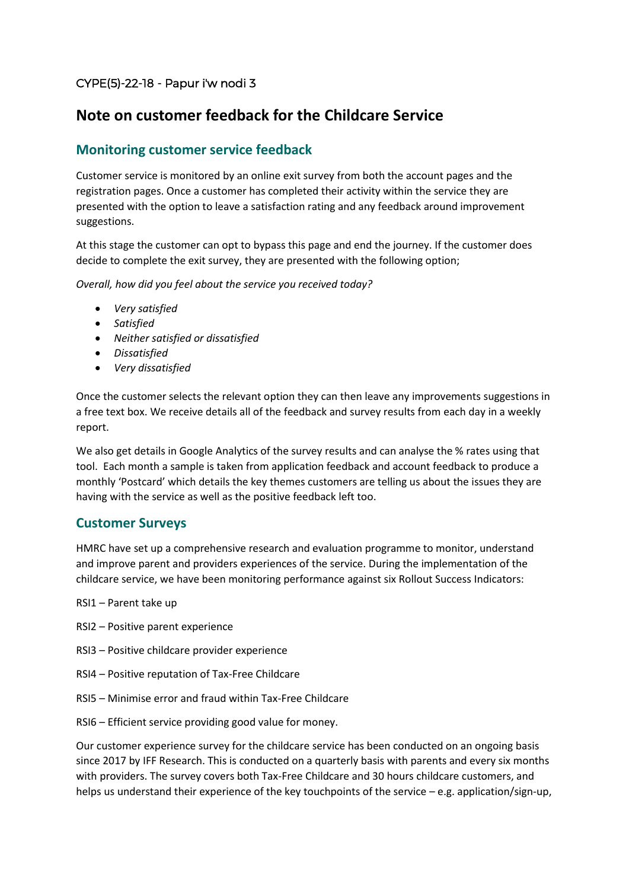CYPE(5)-22-18 - Papur i'w nodi 3

# Note on customer feedback for the Childcare Service

## Monitoring customer service feedback

Customer service is monitored by an online exit survey from both the account pages and the registration pages. Once a customer has completed their activity within the service they are presented with the option to leave a satisfaction rating and any feedback around improvement suggestions.

At this stage the customer can opt to bypass this page and end the journey. If the customer does decide to complete the exit survey, they are presented with the following option;

*Overall, how did you feel about the service you received today?*

- *Very satisfied*
- *Satisfied*
- *Neither satisfied or dissatisfied*
- *Dissatisfied*
- *Very dissatisfied*

Once the customer selects the relevant option they can then leave any improvements suggestions in a free text box. We receive details all of the feedback and survey results from each day in a weekly report.

We also get details in Google Analytics of the survey results and can analyse the % rates using that tool. Each month a sample is taken from application feedback and account feedback to produce a monthly 'Postcard' which details the key themes customers are telling us about the issues they are having with the service as well as the positive feedback left too.

## Customer Surveys

HMRC have set up a comprehensive research and evaluation programme to monitor, understand and improve parent and providers experiences of the service. During the implementation of the childcare service, we have been monitoring performance against six Rollout Success Indicators:

RSI1 – Parent take up

RSI2 – Positive parent experience

RSI3 – Positive childcare provider experience

RSI4 – Positive reputation of Tax-Free Childcare

RSI5 – Minimise error and fraud within Tax-Free Childcare

RSI6 – Efficient service providing good value for money.

Our customer experience survey for the childcare service has been conducted on an ongoing basis since 2017 by IFF Research. This is conducted on a quarterly basis with parents and every six months with providers. The survey covers both Tax-Free Childcare and 30 hours childcare customers, and helps us understand their experience of the key touchpoints of the service – e.g. application/sign-up,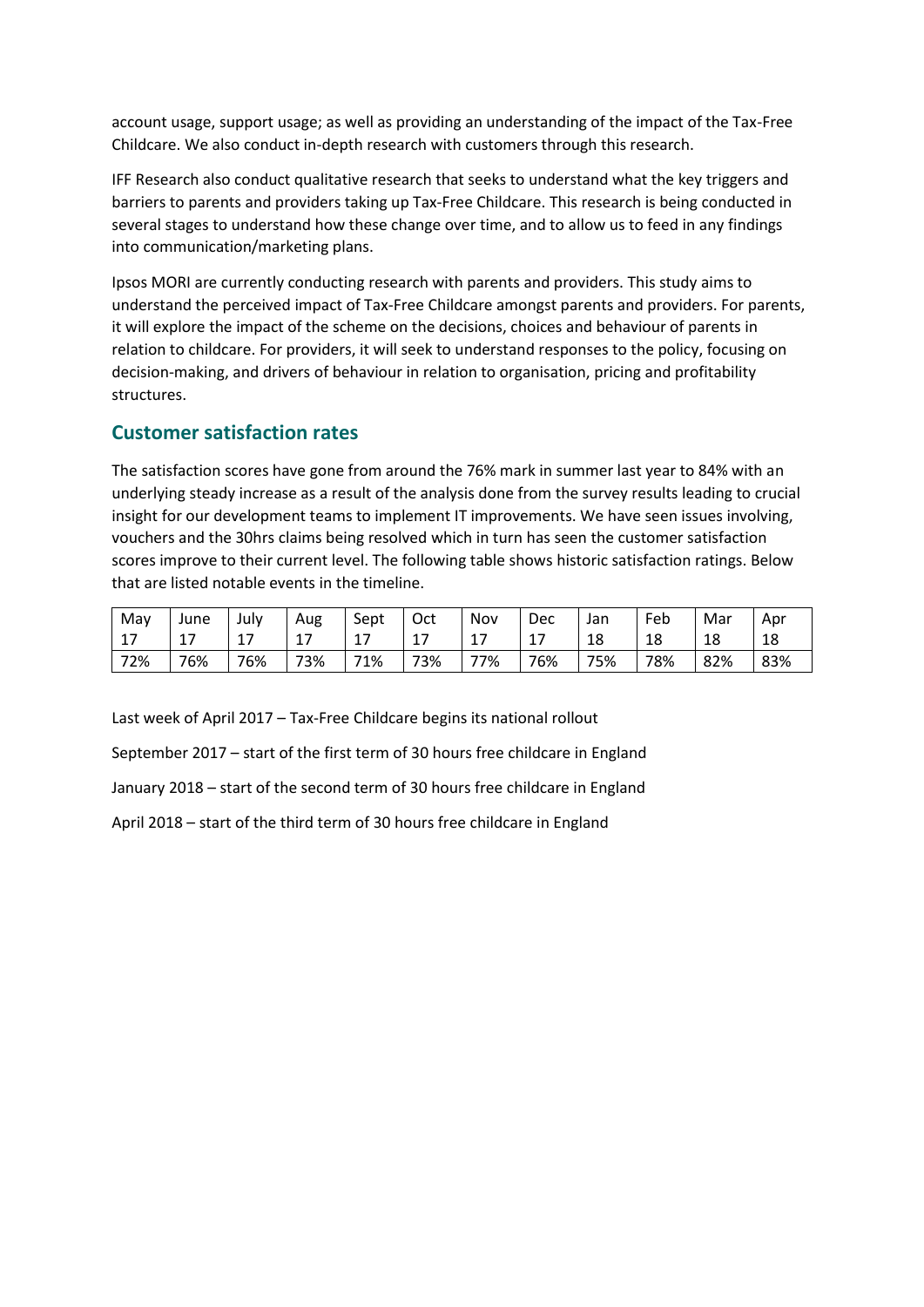account usage, support usage; as well as providing an understanding of the impact of the Tax-Free Childcare. We also conduct in-depth research with customers through this research.

IFF Research also conduct qualitative research that seeks to understand what the key triggers and barriers to parents and providers taking up Tax-Free Childcare. This research is being conducted in several stages to understand how these change over time, and to allow us to feed in any findings into communication/marketing plans.

Ipsos MORI are currently conducting research with parents and providers. This study aims to understand the perceived impact of Tax-Free Childcare amongst parents and providers. For parents, it will explore the impact of the scheme on the decisions, choices and behaviour of parents in relation to childcare. For providers, it will seek to understand responses to the policy, focusing on decision-making, and drivers of behaviour in relation to organisation, pricing and profitability structures.

## Customer satisfaction rates

The satisfaction scores have gone from around the 76% mark in summer last year to 84% with an underlying steady increase as a result of the analysis done from the survey results leading to crucial insight for our development teams to implement IT improvements. We have seen issues involving, vouchers and the 30hrs claims being resolved which in turn has seen the customer satisfaction scores improve to their current level. The following table shows historic satisfaction ratings. Below that are listed notable events in the timeline.

| May 17 | June 17 | July 17 | Aug 17 | Sept 17 | Oct 17 | Nov 17 | Dec 17 | Jan 18 | Feb 18 | Mar 18 | Apr 18 |
|---|---|---|---|---|---|---|---|---|---|---|---|
| 72% | 76% | 76% | 73% | 71% | 73% | 77% | 76% | 75% | 78% | 82% | 83% |

Last week of April 2017 – Tax-Free Childcare begins its national rollout

September 2017 – start of the first term of 30 hours free childcare in England

January 2018 – start of the second term of 30 hours free childcare in England

April 2018 – start of the third term of 30 hours free childcare in England